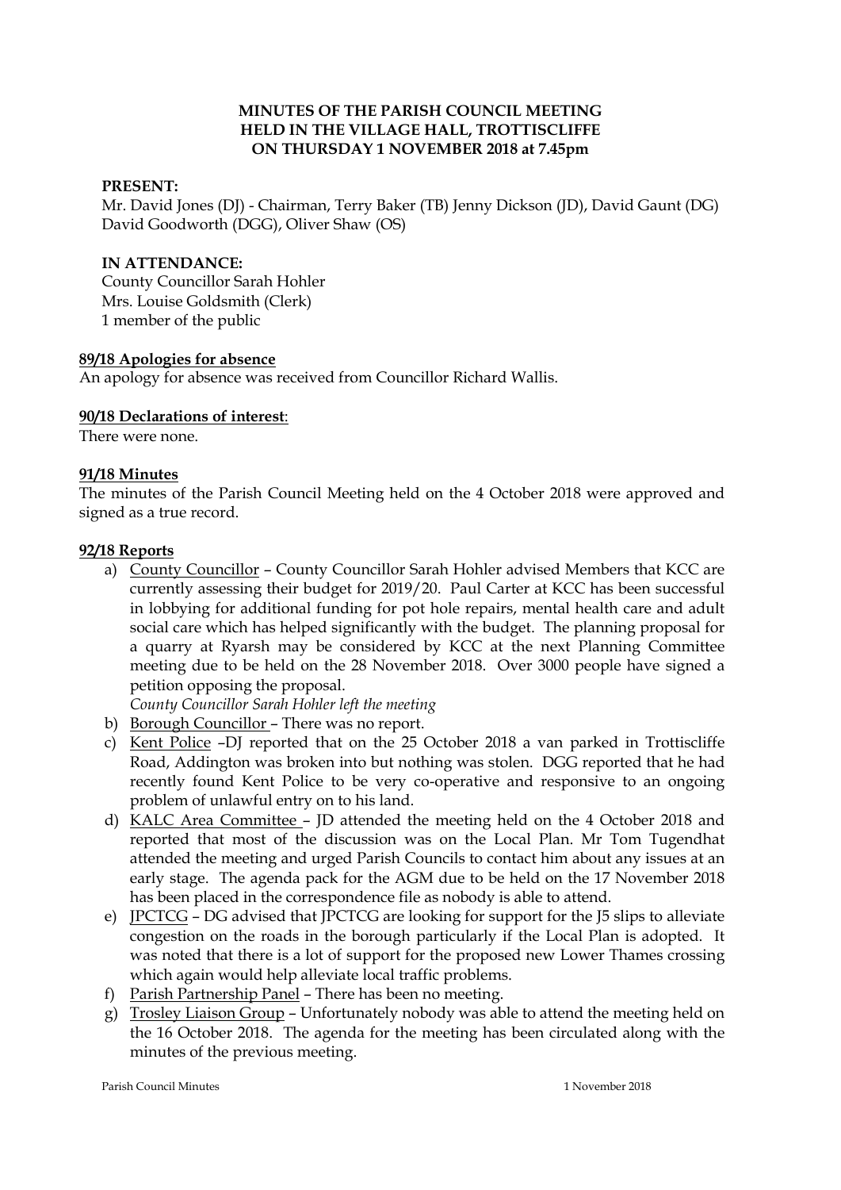**MINUTES OF THE PARISH COUNCIL MEETING**
**HELD IN THE VILLAGE HALL, TROTTISCLIFFE**
**ON THURSDAY 1 NOVEMBER 2018 at 7.45pm**

**PRESENT:**
Mr. David Jones (DJ) - Chairman, Terry Baker (TB) Jenny Dickson (JD), David Gaunt (DG) David Goodworth (DGG), Oliver Shaw (OS)

**IN ATTENDANCE:**
County Councillor Sarah Hohler
Mrs. Louise Goldsmith (Clerk)
1 member of the public

**89/18 Apologies for absence**

An apology for absence was received from Councillor Richard Wallis.

**90/18 Declarations of interest**:

There were none.

**91/18 Minutes**

The minutes of the Parish Council Meeting held on the 4 October 2018 were approved and signed as a true record.

**92/18 Reports**

a) County Councillor – County Councillor Sarah Hohler advised Members that KCC are currently assessing their budget for 2019/20. Paul Carter at KCC has been successful in lobbying for additional funding for pot hole repairs, mental health care and adult social care which has helped significantly with the budget. The planning proposal for a quarry at Ryarsh may be considered by KCC at the next Planning Committee meeting due to be held on the 28 November 2018. Over 3000 people have signed a petition opposing the proposal.
*County Councillor Sarah Hohler left the meeting*

b) Borough Councillor – There was no report.

c) Kent Police –DJ reported that on the 25 October 2018 a van parked in Trottiscliffe Road, Addington was broken into but nothing was stolen. DGG reported that he had recently found Kent Police to be very co-operative and responsive to an ongoing problem of unlawful entry on to his land.

d) KALC Area Committee – JD attended the meeting held on the 4 October 2018 and reported that most of the discussion was on the Local Plan. Mr Tom Tugendhat attended the meeting and urged Parish Councils to contact him about any issues at an early stage. The agenda pack for the AGM due to be held on the 17 November 2018 has been placed in the correspondence file as nobody is able to attend.

e) JPCTCG – DG advised that JPCTCG are looking for support for the J5 slips to alleviate congestion on the roads in the borough particularly if the Local Plan is adopted. It was noted that there is a lot of support for the proposed new Lower Thames crossing which again would help alleviate local traffic problems.

f) Parish Partnership Panel – There has been no meeting.

g) Trosley Liaison Group – Unfortunately nobody was able to attend the meeting held on the 16 October 2018. The agenda for the meeting has been circulated along with the minutes of the previous meeting.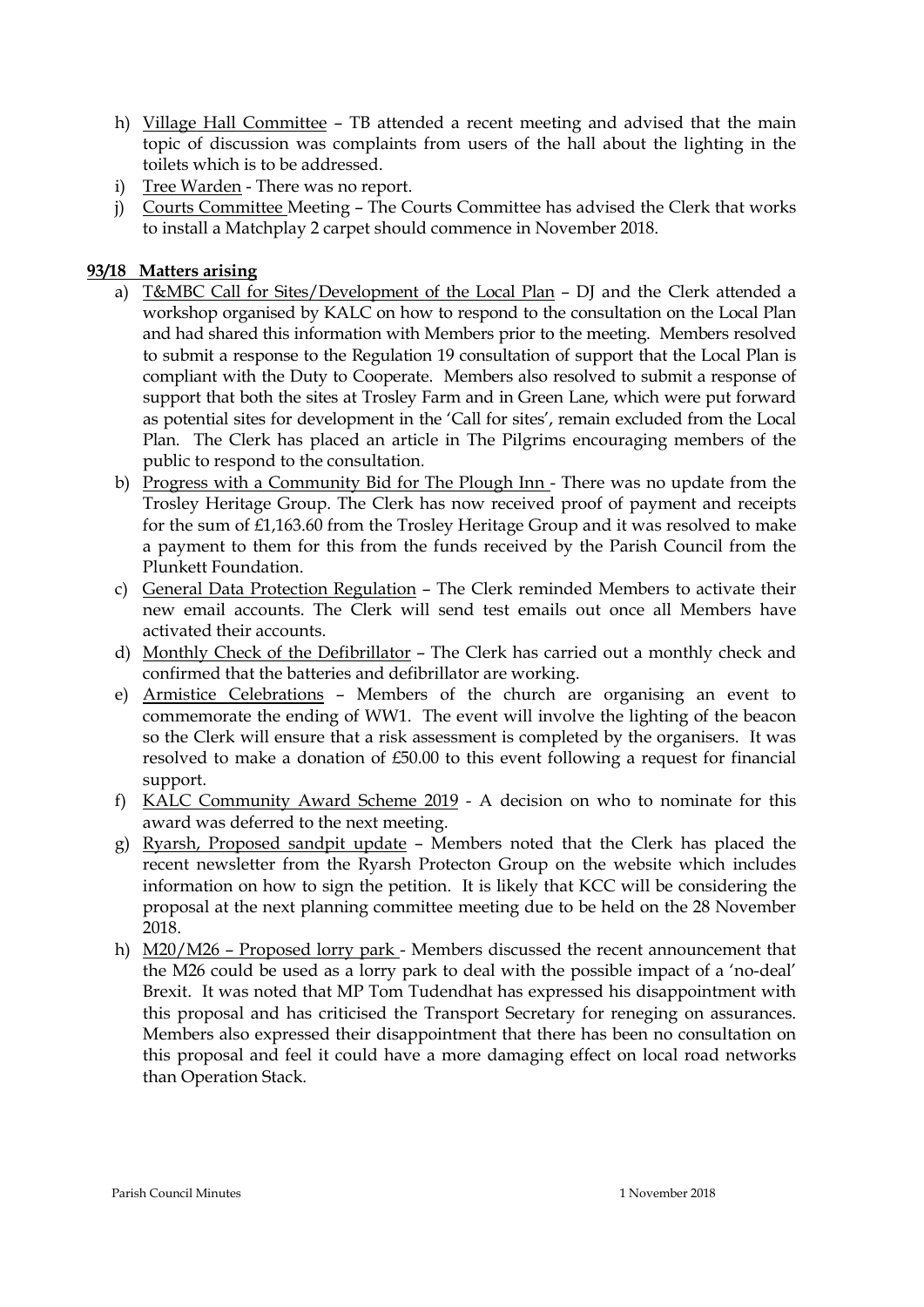h) Village Hall Committee – TB attended a recent meeting and advised that the main topic of discussion was complaints from users of the hall about the lighting in the toilets which is to be addressed.
i) Tree Warden - There was no report.
j) Courts Committee Meeting – The Courts Committee has advised the Clerk that works to install a Matchplay 2 carpet should commence in November 2018.

**93/18 Matters arising**

a) T&MBC Call for Sites/Development of the Local Plan – DJ and the Clerk attended a workshop organised by KALC on how to respond to the consultation on the Local Plan and had shared this information with Members prior to the meeting. Members resolved to submit a response to the Regulation 19 consultation of support that the Local Plan is compliant with the Duty to Cooperate. Members also resolved to submit a response of support that both the sites at Trosley Farm and in Green Lane, which were put forward as potential sites for development in the 'Call for sites', remain excluded from the Local Plan. The Clerk has placed an article in The Pilgrims encouraging members of the public to respond to the consultation.
b) Progress with a Community Bid for The Plough Inn - There was no update from the Trosley Heritage Group. The Clerk has now received proof of payment and receipts for the sum of £1,163.60 from the Trosley Heritage Group and it was resolved to make a payment to them for this from the funds received by the Parish Council from the Plunkett Foundation.
c) General Data Protection Regulation – The Clerk reminded Members to activate their new email accounts. The Clerk will send test emails out once all Members have activated their accounts.
d) Monthly Check of the Defibrillator – The Clerk has carried out a monthly check and confirmed that the batteries and defibrillator are working.
e) Armistice Celebrations – Members of the church are organising an event to commemorate the ending of WW1. The event will involve the lighting of the beacon so the Clerk will ensure that a risk assessment is completed by the organisers. It was resolved to make a donation of £50.00 to this event following a request for financial support.
f) KALC Community Award Scheme 2019 - A decision on who to nominate for this award was deferred to the next meeting.
g) Ryarsh, Proposed sandpit update – Members noted that the Clerk has placed the recent newsletter from the Ryarsh Protecton Group on the website which includes information on how to sign the petition. It is likely that KCC will be considering the proposal at the next planning committee meeting due to be held on the 28 November 2018.
h) M20/M26 – Proposed lorry park - Members discussed the recent announcement that the M26 could be used as a lorry park to deal with the possible impact of a 'no-deal' Brexit. It was noted that MP Tom Tudendhat has expressed his disappointment with this proposal and has criticised the Transport Secretary for reneging on assurances. Members also expressed their disappointment that there has been no consultation on this proposal and feel it could have a more damaging effect on local road networks than Operation Stack.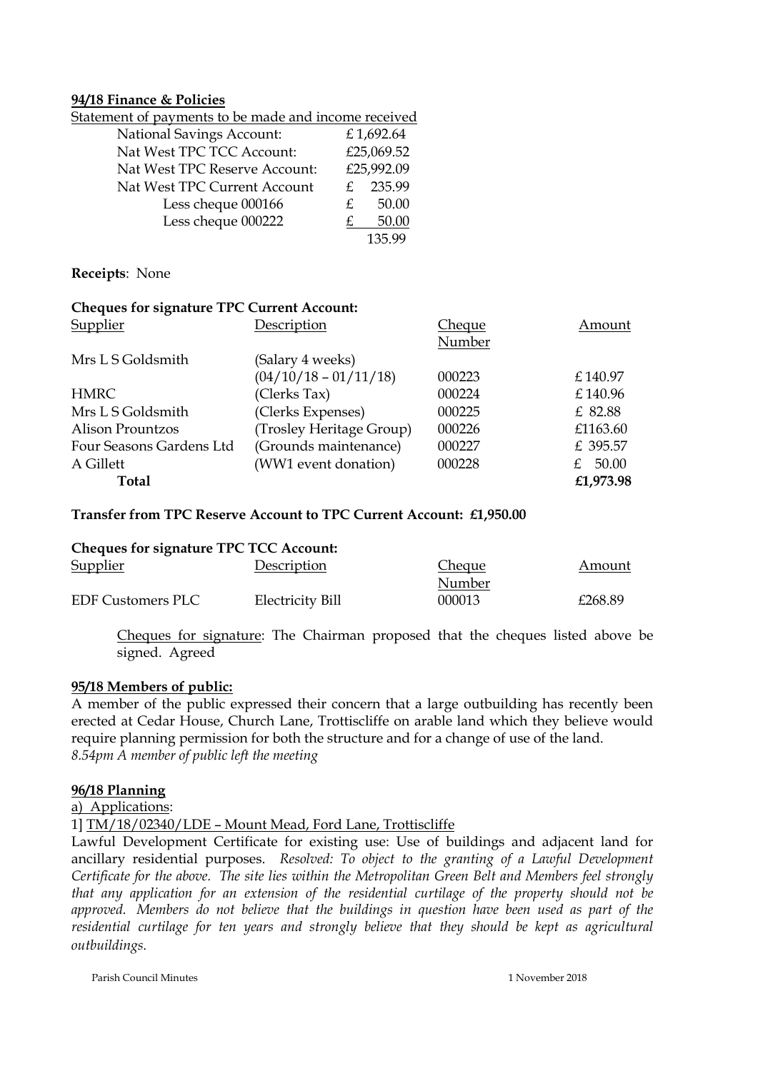**94/18 Finance & Policies**

Statement of payments to be made and income received

| | |
|---|---|
| National Savings Account: | £ 1,692.64 |
| Nat West TPC TCC Account: | £25,069.52 |
| Nat West TPC Reserve Account: | £25,992.09 |
| Nat West TPC Current Account | £ 235.99 |
| Less cheque 000166 | £ 50.00 |
| Less cheque 000222 | £ 50.00 |
| | 135.99 |

**Receipts**: None

**Cheques for signature TPC Current Account:**

| Supplier | Description | Cheque Number | Amount |
|---|---|---|---|
| Mrs L S Goldsmith | (Salary 4 weeks) (04/10/18 – 01/11/18) | 000223 | £ 140.97 |
| HMRC | (Clerks Tax) | 000224 | £ 140.96 |
| Mrs L S Goldsmith | (Clerks Expenses) | 000225 | £ 82.88 |
| Alison Prountzos | (Trosley Heritage Group) | 000226 | £1163.60 |
| Four Seasons Gardens Ltd | (Grounds maintenance) | 000227 | £ 395.57 |
| A Gillett | (WW1 event donation) | 000228 | £ 50.00 |
| **Total** | | | **£1,973.98** |

**Transfer from TPC Reserve Account to TPC Current Account: £1,950.00**

**Cheques for signature TPC TCC Account:**

| Supplier | Description | Cheque Number | Amount |
|---|---|---|---|
| EDF Customers PLC | Electricity Bill | 000013 | £268.89 |

Cheques for signature: The Chairman proposed that the cheques listed above be signed. Agreed

**95/18 Members of public:**

A member of the public expressed their concern that a large outbuilding has recently been erected at Cedar House, Church Lane, Trottiscliffe on arable land which they believe would require planning permission for both the structure and for a change of use of the land.
*8.54pm A member of public left the meeting*

**96/18 Planning**

a) Applications:

1] TM/18/02340/LDE – Mount Mead, Ford Lane, Trottiscliffe

Lawful Development Certificate for existing use: Use of buildings and adjacent land for ancillary residential purposes. *Resolved: To object to the granting of a Lawful Development Certificate for the above. The site lies within the Metropolitan Green Belt and Members feel strongly that any application for an extension of the residential curtilage of the property should not be approved. Members do not believe that the buildings in question have been used as part of the residential curtilage for ten years and strongly believe that they should be kept as agricultural outbuildings.*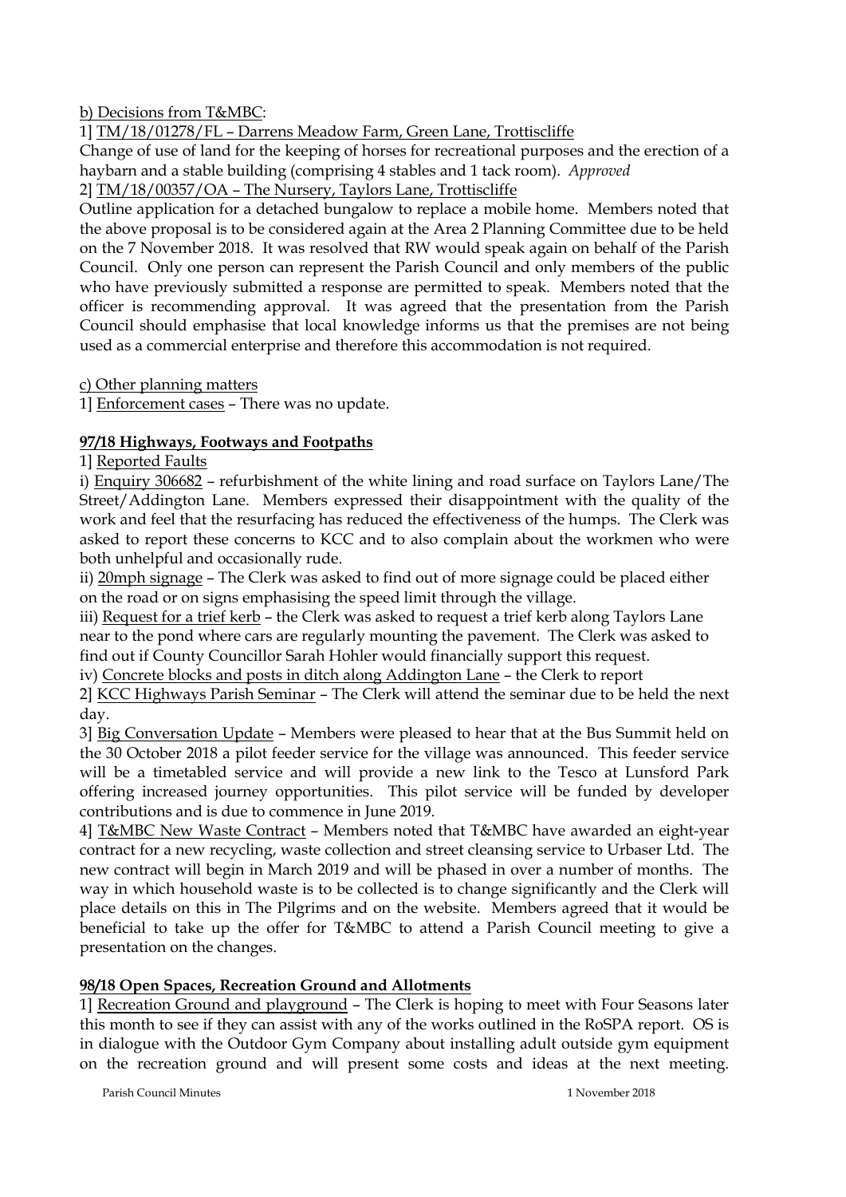b) Decisions from T&MBC:

1] TM/18/01278/FL – Darrens Meadow Farm, Green Lane, Trottiscliffe

Change of use of land for the keeping of horses for recreational purposes and the erection of a haybarn and a stable building (comprising 4 stables and 1 tack room). *Approved*

2] TM/18/00357/OA – The Nursery, Taylors Lane, Trottiscliffe

Outline application for a detached bungalow to replace a mobile home. Members noted that the above proposal is to be considered again at the Area 2 Planning Committee due to be held on the 7 November 2018. It was resolved that RW would speak again on behalf of the Parish Council. Only one person can represent the Parish Council and only members of the public who have previously submitted a response are permitted to speak. Members noted that the officer is recommending approval. It was agreed that the presentation from the Parish Council should emphasise that local knowledge informs us that the premises are not being used as a commercial enterprise and therefore this accommodation is not required.

c) Other planning matters

1] Enforcement cases – There was no update.

**97/18 Highways, Footways and Footpaths**

1] Reported Faults

i) Enquiry 306682 – refurbishment of the white lining and road surface on Taylors Lane/The Street/Addington Lane. Members expressed their disappointment with the quality of the work and feel that the resurfacing has reduced the effectiveness of the humps. The Clerk was asked to report these concerns to KCC and to also complain about the workmen who were both unhelpful and occasionally rude.

ii) 20mph signage – The Clerk was asked to find out of more signage could be placed either on the road or on signs emphasising the speed limit through the village.

iii) Request for a trief kerb – the Clerk was asked to request a trief kerb along Taylors Lane near to the pond where cars are regularly mounting the pavement. The Clerk was asked to find out if County Councillor Sarah Hohler would financially support this request.

iv) Concrete blocks and posts in ditch along Addington Lane – the Clerk to report

2] KCC Highways Parish Seminar – The Clerk will attend the seminar due to be held the next day.

3] Big Conversation Update – Members were pleased to hear that at the Bus Summit held on the 30 October 2018 a pilot feeder service for the village was announced. This feeder service will be a timetabled service and will provide a new link to the Tesco at Lunsford Park offering increased journey opportunities. This pilot service will be funded by developer contributions and is due to commence in June 2019.

4] T&MBC New Waste Contract – Members noted that T&MBC have awarded an eight-year contract for a new recycling, waste collection and street cleansing service to Urbaser Ltd. The new contract will begin in March 2019 and will be phased in over a number of months. The way in which household waste is to be collected is to change significantly and the Clerk will place details on this in The Pilgrims and on the website. Members agreed that it would be beneficial to take up the offer for T&MBC to attend a Parish Council meeting to give a presentation on the changes.

**98/18 Open Spaces, Recreation Ground and Allotments**

1] Recreation Ground and playground – The Clerk is hoping to meet with Four Seasons later this month to see if they can assist with any of the works outlined in the RoSPA report. OS is in dialogue with the Outdoor Gym Company about installing adult outside gym equipment on the recreation ground and will present some costs and ideas at the next meeting.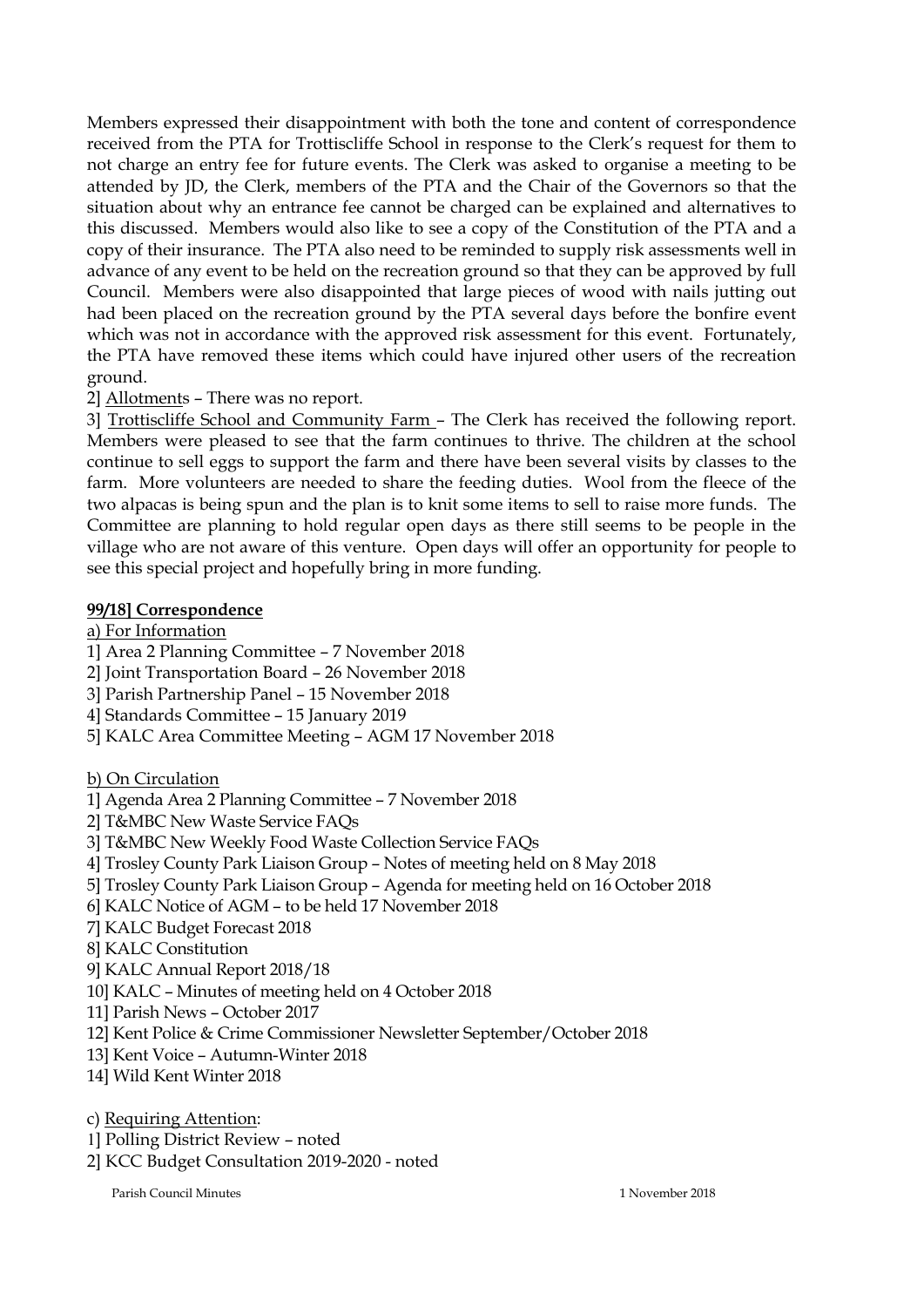Members expressed their disappointment with both the tone and content of correspondence received from the PTA for Trottiscliffe School in response to the Clerk's request for them to not charge an entry fee for future events. The Clerk was asked to organise a meeting to be attended by JD, the Clerk, members of the PTA and the Chair of the Governors so that the situation about why an entrance fee cannot be charged can be explained and alternatives to this discussed. Members would also like to see a copy of the Constitution of the PTA and a copy of their insurance. The PTA also need to be reminded to supply risk assessments well in advance of any event to be held on the recreation ground so that they can be approved by full Council. Members were also disappointed that large pieces of wood with nails jutting out had been placed on the recreation ground by the PTA several days before the bonfire event which was not in accordance with the approved risk assessment for this event. Fortunately, the PTA have removed these items which could have injured other users of the recreation ground.

2] <u>Allotments</u> – There was no report.

3] <u>Trottiscliffe School and Community Farm</u> – The Clerk has received the following report. Members were pleased to see that the farm continues to thrive. The children at the school continue to sell eggs to support the farm and there have been several visits by classes to the farm. More volunteers are needed to share the feeding duties. Wool from the fleece of the two alpacas is being spun and the plan is to knit some items to sell to raise more funds. The Committee are planning to hold regular open days as there still seems to be people in the village who are not aware of this venture. Open days will offer an opportunity for people to see this special project and hopefully bring in more funding.

**<u>99/18] Correspondence</u>**

<u>a) For Information</u>

1] Area 2 Planning Committee – 7 November 2018
2] Joint Transportation Board – 26 November 2018
3] Parish Partnership Panel – 15 November 2018
4] Standards Committee – 15 January 2019
5] KALC Area Committee Meeting – AGM 17 November 2018

<u>b) On Circulation</u>

1] Agenda Area 2 Planning Committee – 7 November 2018
2] T&MBC New Waste Service FAQs
3] T&MBC New Weekly Food Waste Collection Service FAQs
4] Trosley County Park Liaison Group – Notes of meeting held on 8 May 2018
5] Trosley County Park Liaison Group – Agenda for meeting held on 16 October 2018
6] KALC Notice of AGM – to be held 17 November 2018
7] KALC Budget Forecast 2018
8] KALC Constitution
9] KALC Annual Report 2018/18
10] KALC – Minutes of meeting held on 4 October 2018
11] Parish News – October 2017
12] Kent Police & Crime Commissioner Newsletter September/October 2018
13] Kent Voice – Autumn-Winter 2018
14] Wild Kent Winter 2018

c) <u>Requiring Attention</u>:

1] Polling District Review – noted
2] KCC Budget Consultation 2019-2020 - noted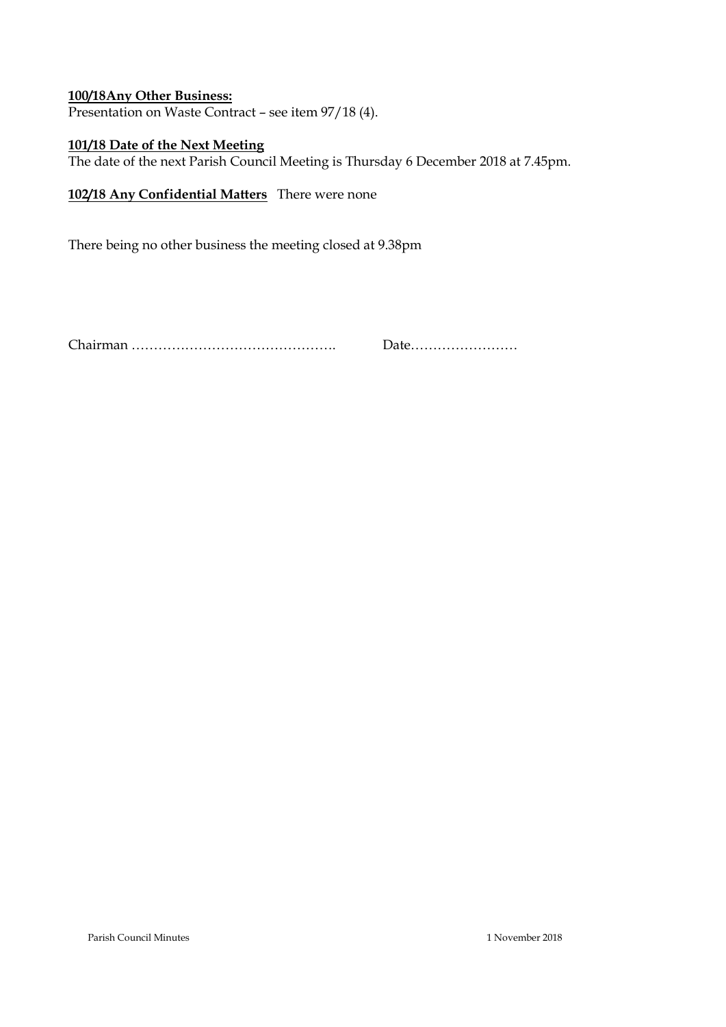**<u>100/18Any Other Business:</u>**
Presentation on Waste Contract – see item 97/18 (4).

**<u>101/18 Date of the Next Meeting</u>**
The date of the next Parish Council Meeting is Thursday 6 December 2018 at 7.45pm.

**<u>102/18 Any Confidential Matters</u>** There were none

There being no other business the meeting closed at 9.38pm

Chairman ………………………………………. Date……………………